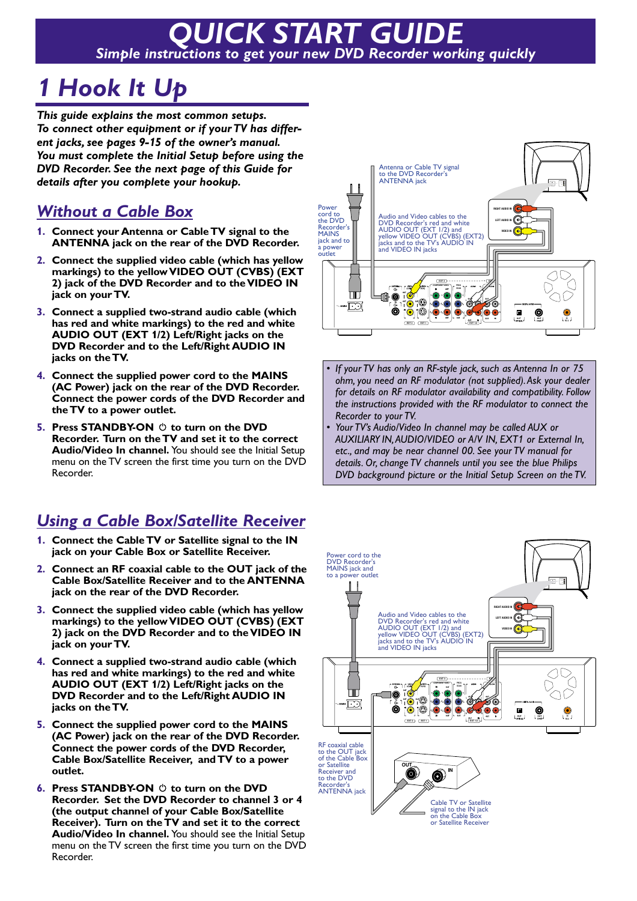# QUICK START GUIDE

*Simple instructions to get your new DVD Recorder working quickly*

# 1 Hook It Up

***This guide explains the most common setups. To connect other equipment or if your TV has different jacks, see pages 9-15 of the owner's manual. You must complete the Initial Setup before using the DVD Recorder. See the next page of this Guide for details after you complete your hookup.***

## Without a Cable Box

1. **Connect your Antenna or Cable TV signal to the ANTENNA jack on the rear of the DVD Recorder.**
2. **Connect the supplied video cable (which has yellow markings) to the yellow VIDEO OUT (CVBS) (EXT 2) jack of the DVD Recorder and to the VIDEO IN jack on your TV.**
3. **Connect a supplied two-strand audio cable (which has red and white markings) to the red and white AUDIO OUT (EXT 1/2) Left/Right jacks on the DVD Recorder and to the Left/Right AUDIO IN jacks on the TV.**
4. **Connect the supplied power cord to the MAINS (AC Power) jack on the rear of the DVD Recorder. Connect the power cords of the DVD Recorder and the TV to a power outlet.**
5. **Press STANDBY-ON ⏻ to turn on the DVD Recorder. Turn on the TV and set it to the correct Audio/Video In channel.** You should see the Initial Setup menu on the TV screen the first time you turn on the DVD Recorder.

Antenna or Cable TV signal to the DVD Recorder's ANTENNA jack

Power cord to the DVD Recorder's MAINS jack and to a power outlet

Audio and Video cables to the DVD Recorder's red and white AUDIO OUT (EXT 1/2) and yellow VIDEO OUT (CVBS) (EXT2) jacks and to the TV's AUDIO IN and VIDEO IN jacks

- *If your TV has only an RF-style jack, such as Antenna In or 75 ohm, you need an RF modulator (not supplied). Ask your dealer for details on RF modulator availability and compatibility. Follow the instructions provided with the RF modulator to connect the Recorder to your TV.*
- *Your TV's Audio/Video In channel may be called AUX or AUXILIARY IN, AUDIO/VIDEO or A/V IN, EXT1 or External In, etc., and may be near channel 00. See your TV manual for details. Or, change TV channels until you see the blue Philips DVD background picture or the Initial Setup Screen on the TV.*

## Using a Cable Box/Satellite Receiver

1. **Connect the Cable TV or Satellite signal to the IN jack on your Cable Box or Satellite Receiver.**
2. **Connect an RF coaxial cable to the OUT jack of the Cable Box/Satellite Receiver and to the ANTENNA jack on the rear of the DVD Recorder.**
3. **Connect the supplied video cable (which has yellow markings) to the yellow VIDEO OUT (CVBS) (EXT 2) jack on the DVD Recorder and to the VIDEO IN jack on your TV.**
4. **Connect a supplied two-strand audio cable (which has red and white markings) to the red and white AUDIO OUT (EXT 1/2) Left/Right jacks on the DVD Recorder and to the Left/Right AUDIO IN jacks on the TV.**
5. **Connect the supplied power cord to the MAINS (AC Power) jack on the rear of the DVD Recorder. Connect the power cords of the DVD Recorder, Cable Box/Satellite Receiver, and TV to a power outlet.**
6. **Press STANDBY-ON ⏻ to turn on the DVD Recorder. Set the DVD Recorder to channel 3 or 4 (the output channel of your Cable Box/Satellite Receiver). Turn on the TV and set it to the correct Audio/Video In channel.** You should see the Initial Setup menu on the TV screen the first time you turn on the DVD Recorder.

Power cord to the DVD Recorder's MAINS jack and to a power outlet

Audio and Video cables to the DVD Recorder's red and white AUDIO OUT (EXT 1/2) and yellow VIDEO OUT (CVBS) (EXT2) jacks and to the TV's AUDIO IN and VIDEO IN jacks

RF coaxial cable to the OUT jack of the Cable Box or Satellite Receiver and to the DVD Recorder's ANTENNA jack

Cable TV or Satellite signal to the IN jack on the Cable Box or Satellite Receiver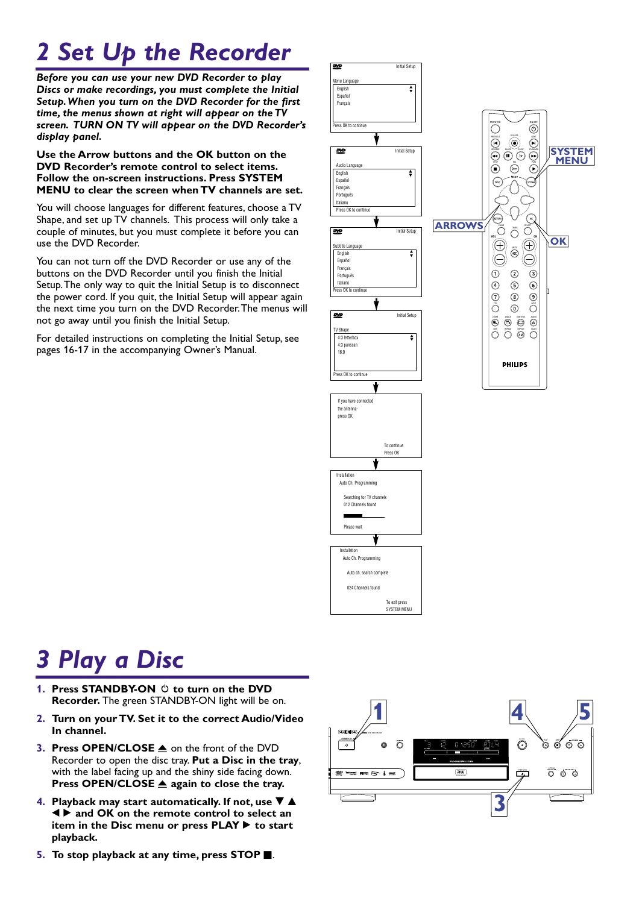# 2 Set Up the Recorder

***Before you can use your new DVD Recorder to play Discs or make recordings, you must complete the Initial Setup. When you turn on the DVD Recorder for the first time, the menus shown at right will appear on the TV screen. TURN ON TV will appear on the DVD Recorder's display panel.***

**Use the Arrow buttons and the OK button on the DVD Recorder's remote control to select items. Follow the on-screen instructions. Press SYSTEM MENU to clear the screen when TV channels are set.**

You will choose languages for different features, choose a TV Shape, and set up TV channels. This process will only take a couple of minutes, but you must complete it before you can use the DVD Recorder.

You can not turn off the DVD Recorder or use any of the buttons on the DVD Recorder until you finish the Initial Setup. The only way to quit the Initial Setup is to disconnect the power cord. If you quit, the Initial Setup will appear again the next time you turn on the DVD Recorder. The menus will not go away until you finish the Initial Setup.

For detailed instructions on completing the Initial Setup, see pages 16-17 in the accompanying Owner's Manual.

Initial Setup
Menu Language
English
Español
Français
Press OK to continue

Initial Setup
Audio Language
English
Español
Français
Português
Italiano
Press OK to continue

Initial Setup
Subtitle Language
English
Español
Français
Português
Italiano
Press OK to continue

Initial Setup
TV Shape
4:3 letterbox
4:3 panscan
16:9
Press OK to continue

If you have connected the antenna- press OK
To continue Press OK

Installation
Auto Ch. Programming
Searching for TV channels
012 Channels found
Please wait

Installation
Auto Ch. Programming
Auto ch. search complete
024 Channels found
To exit press SYSTEM MENU

SYSTEM MENU
ARROWS
OK

# 3 Play a Disc

1. **Press STANDBY-ON ⏻ to turn on the DVD Recorder.** The green STANDBY-ON light will be on.
2. **Turn on your TV. Set it to the correct Audio/Video In channel.**
3. **Press OPEN/CLOSE ⏏** on the front of the DVD Recorder to open the disc tray. **Put a Disc in the tray,** with the label facing up and the shiny side facing down. **Press OPEN/CLOSE ⏏ again to close the tray.**
4. **Playback may start automatically. If not, use ▼ ▲ ◀ ▶ and OK on the remote control to select an item in the Disc menu or press PLAY ▶ to start playback.**
5. **To stop playback at any time, press STOP ■.**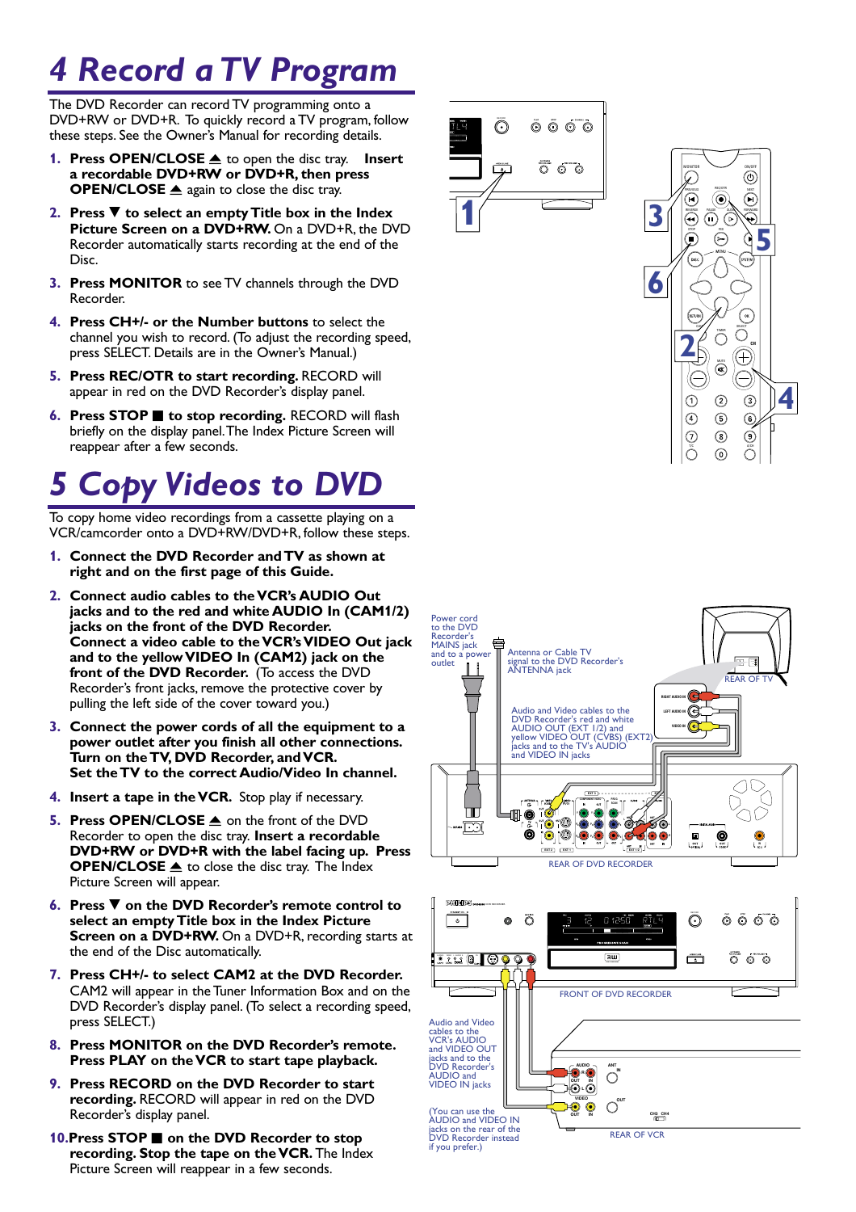# 4 Record a TV Program

The DVD Recorder can record TV programming onto a DVD+RW or DVD+R. To quickly record a TV program, follow these steps. See the Owner's Manual for recording details.

1. **Press OPEN/CLOSE ⏏ to open the disc tray. Insert a recordable DVD+RW or DVD+R, then press OPEN/CLOSE ⏏** again to close the disc tray.
2. **Press ▼ to select an empty Title box in the Index Picture Screen on a DVD+RW.** On a DVD+R, the DVD Recorder automatically starts recording at the end of the Disc.
3. **Press MONITOR** to see TV channels through the DVD Recorder.
4. **Press CH+/- or the Number buttons** to select the channel you wish to record. (To adjust the recording speed, press SELECT. Details are in the Owner's Manual.)
5. **Press REC/OTR to start recording.** RECORD will appear in red on the DVD Recorder's display panel.
6. **Press STOP ■ to stop recording.** RECORD will flash briefly on the display panel. The Index Picture Screen will reappear after a few seconds.

# 5 Copy Videos to DVD

To copy home video recordings from a cassette playing on a VCR/camcorder onto a DVD+RW/DVD+R, follow these steps.

1. **Connect the DVD Recorder and TV as shown at right and on the first page of this Guide.**
2. **Connect audio cables to the VCR's AUDIO Out jacks and to the red and white AUDIO In (CAM1/2) jacks on the front of the DVD Recorder. Connect a video cable to the VCR's VIDEO Out jack and to the yellow VIDEO In (CAM2) jack on the front of the DVD Recorder.** (To access the DVD Recorder's front jacks, remove the protective cover by pulling the left side of the cover toward you.)
3. **Connect the power cords of all the equipment to a power outlet after you finish all other connections. Turn on the TV, DVD Recorder, and VCR. Set the TV to the correct Audio/Video In channel.**
4. **Insert a tape in the VCR.** Stop play if necessary.
5. **Press OPEN/CLOSE ⏏** on the front of the DVD Recorder to open the disc tray. **Insert a recordable DVD+RW or DVD+R with the label facing up. Press OPEN/CLOSE ⏏** to close the disc tray. The Index Picture Screen will appear.
6. **Press ▼ on the DVD Recorder's remote control to select an empty Title box in the Index Picture Screen on a DVD+RW.** On a DVD+R, recording starts at the end of the Disc automatically.
7. **Press CH+/- to select CAM2 at the DVD Recorder.** CAM2 will appear in the Tuner Information Box and on the DVD Recorder's display panel. (To select a recording speed, press SELECT.)
8. **Press MONITOR on the DVD Recorder's remote. Press PLAY on the VCR to start tape playback.**
9. **Press RECORD on the DVD Recorder to start recording.** RECORD will appear in red on the DVD Recorder's display panel.
10. **Press STOP ■ on the DVD Recorder to stop recording. Stop the tape on the VCR.** The Index Picture Screen will reappear in a few seconds.

Power cord to the DVD Recorder's MAINS jack and to a power outlet

Antenna or Cable TV signal to the DVD Recorder's ANTENNA jack

REAR OF TV

Audio and Video cables to the DVD Recorder's red and white AUDIO OUT (EXT 1/2) and yellow VIDEO OUT (CVBS) (EXT2) jacks and to the TV's AUDIO and VIDEO IN jacks

REAR OF DVD RECORDER

FRONT OF DVD RECORDER

Audio and Video cables to the VCR's AUDIO and VIDEO OUT jacks and to the DVD Recorder's AUDIO and VIDEO IN jacks

(You can use the AUDIO and VIDEO IN jacks on the rear of the DVD Recorder instead if you prefer.)

REAR OF VCR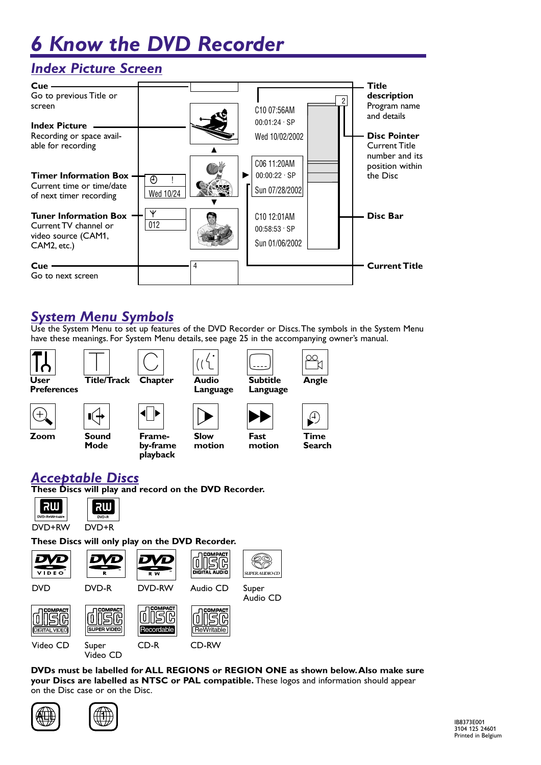# 6 Know the DVD Recorder

## Index Picture Screen

**Cue**
Go to previous Title or screen

**Index Picture**
Recording or space available for recording

**Timer Information Box**
Current time or time/date of next timer recording

**Tuner Information Box**
Current TV channel or video source (CAM1, CAM2, etc.)

**Cue**
Go to next screen

**Title description**
Program name and details

**Disc Pointer**
Current Title number and its position within the Disc

**Disc Bar**

**Current Title**

2

C10 07:56AM
00:01:24 · SP
Wed 10/02/2002

C06 11:20AM
00:00:22 · SP
Sun 07/28/2002

C10 12:01AM
00:58:53 · SP
Sun 01/06/2002

Wed 10/24

012

4

## System Menu Symbols

Use the System Menu to set up features of the DVD Recorder or Discs. The symbols in the System Menu have these meanings. For System Menu details, see page 25 in the accompanying owner's manual.

**User Preferences**
**Title/Track**
**Chapter**
**Audio Language**
**Subtitle Language**
**Angle**
**Zoom**
**Sound Mode**
**Frame-by-frame playback**
**Slow motion**
**Fast motion**
**Time Search**

## Acceptable Discs

**These Discs will play and record on the DVD Recorder.**

DVD+RW
DVD+R

**These Discs will only play on the DVD Recorder.**

DVD
DVD-R
DVD-RW
Audio CD
Super Audio CD
Video CD
Super Video CD
CD-R
CD-RW

**DVDs must be labelled for ALL REGIONS or REGION ONE as shown below. Also make sure your Discs are labelled as NTSC or PAL compatible.** These logos and information should appear on the Disc case or on the Disc.

IB8373E001
3104 125 24601
Printed in Belgium